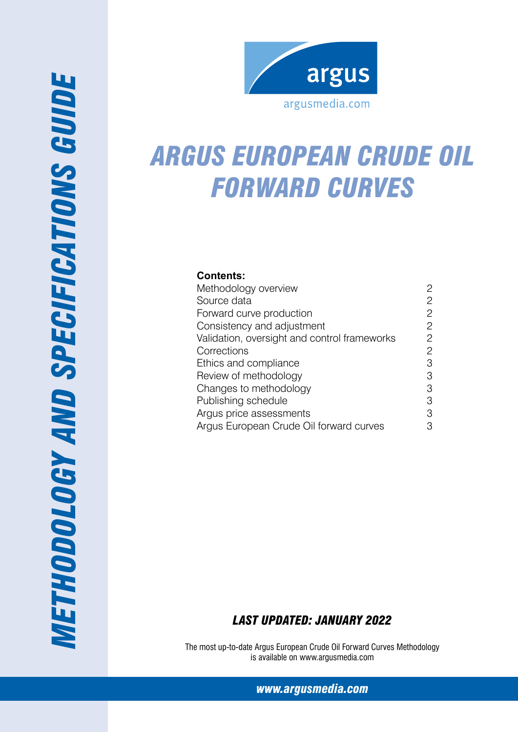argus

argusmedia.com

# METHODOLOGY AND SPECIFICATIONS GUIDE

# ARGUS EUROPEAN CRUDE OIL FORWARD CURVES

**Contents:**

| | |
|---|---|
| Methodology overview | 2 |
| Source data | 2 |
| Forward curve production | 2 |
| Consistency and adjustment | 2 |
| Validation, oversight and control frameworks | 2 |
| Corrections | 2 |
| Ethics and compliance | 3 |
| Review of methodology | 3 |
| Changes to methodology | 3 |
| Publishing schedule | 3 |
| Argus price assessments | 3 |
| Argus European Crude Oil forward curves | 3 |

***LAST UPDATED: JANUARY 2022***

The most up-to-date Argus European Crude Oil Forward Curves Methodology is available on www.argusmedia.com

***www.argusmedia.com***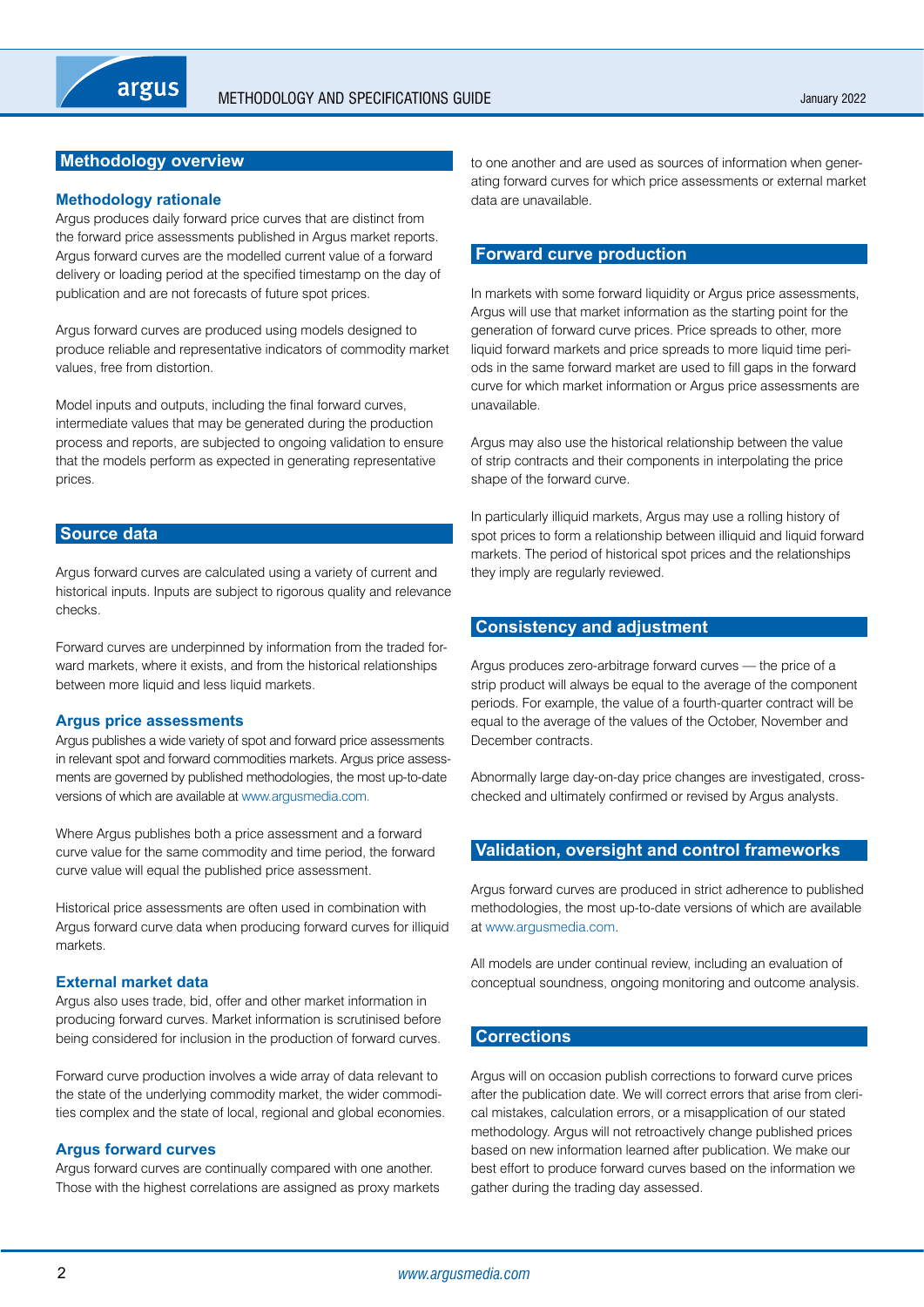## Methodology overview

### Methodology rationale

Argus produces daily forward price curves that are distinct from the forward price assessments published in Argus market reports. Argus forward curves are the modelled current value of a forward delivery or loading period at the specified timestamp on the day of publication and are not forecasts of future spot prices.

Argus forward curves are produced using models designed to produce reliable and representative indicators of commodity market values, free from distortion.

Model inputs and outputs, including the final forward curves, intermediate values that may be generated during the production process and reports, are subjected to ongoing validation to ensure that the models perform as expected in generating representative prices.

## Source data

Argus forward curves are calculated using a variety of current and historical inputs. Inputs are subject to rigorous quality and relevance checks.

Forward curves are underpinned by information from the traded forward markets, where it exists, and from the historical relationships between more liquid and less liquid markets.

### Argus price assessments

Argus publishes a wide variety of spot and forward price assessments in relevant spot and forward commodities markets. Argus price assessments are governed by published methodologies, the most up-to-date versions of which are available at www.argusmedia.com.

Where Argus publishes both a price assessment and a forward curve value for the same commodity and time period, the forward curve value will equal the published price assessment.

Historical price assessments are often used in combination with Argus forward curve data when producing forward curves for illiquid markets.

### External market data

Argus also uses trade, bid, offer and other market information in producing forward curves. Market information is scrutinised before being considered for inclusion in the production of forward curves.

Forward curve production involves a wide array of data relevant to the state of the underlying commodity market, the wider commodities complex and the state of local, regional and global economies.

### Argus forward curves

Argus forward curves are continually compared with one another. Those with the highest correlations are assigned as proxy markets to one another and are used as sources of information when generating forward curves for which price assessments or external market data are unavailable.

## Forward curve production

In markets with some forward liquidity or Argus price assessments, Argus will use that market information as the starting point for the generation of forward curve prices. Price spreads to other, more liquid forward markets and price spreads to more liquid time periods in the same forward market are used to fill gaps in the forward curve for which market information or Argus price assessments are unavailable.

Argus may also use the historical relationship between the value of strip contracts and their components in interpolating the price shape of the forward curve.

In particularly illiquid markets, Argus may use a rolling history of spot prices to form a relationship between illiquid and liquid forward markets. The period of historical spot prices and the relationships they imply are regularly reviewed.

## Consistency and adjustment

Argus produces zero-arbitrage forward curves — the price of a strip product will always be equal to the average of the component periods. For example, the value of a fourth-quarter contract will be equal to the average of the values of the October, November and December contracts.

Abnormally large day-on-day price changes are investigated, cross-checked and ultimately confirmed or revised by Argus analysts.

## Validation, oversight and control frameworks

Argus forward curves are produced in strict adherence to published methodologies, the most up-to-date versions of which are available at www.argusmedia.com.

All models are under continual review, including an evaluation of conceptual soundness, ongoing monitoring and outcome analysis.

## Corrections

Argus will on occasion publish corrections to forward curve prices after the publication date. We will correct errors that arise from clerical mistakes, calculation errors, or a misapplication of our stated methodology. Argus will not retroactively change published prices based on new information learned after publication. We make our best effort to produce forward curves based on the information we gather during the trading day assessed.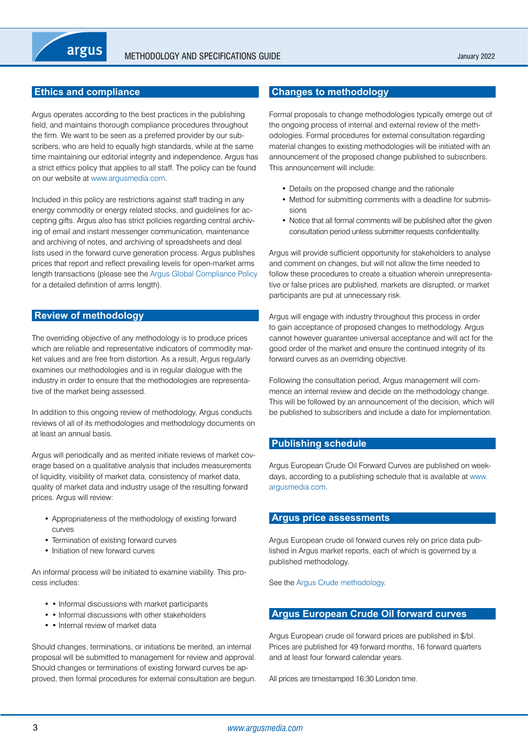## Ethics and compliance

Argus operates according to the best practices in the publishing field, and maintains thorough compliance procedures throughout the firm. We want to be seen as a preferred provider by our subscribers, who are held to equally high standards, while at the same time maintaining our editorial integrity and independence. Argus has a strict ethics policy that applies to all staff. The policy can be found on our website at www.argusmedia.com.

Included in this policy are restrictions against staff trading in any energy commodity or energy related stocks, and guidelines for accepting gifts. Argus also has strict policies regarding central archiving of email and instant messenger communication, maintenance and archiving of notes, and archiving of spreadsheets and deal lists used in the forward curve generation process. Argus publishes prices that report and reflect prevailing levels for open-market arms length transactions (please see the Argus Global Compliance Policy for a detailed definition of arms length).

## Review of methodology

The overriding objective of any methodology is to produce prices which are reliable and representative indicators of commodity market values and are free from distortion. As a result, Argus regularly examines our methodologies and is in regular dialogue with the industry in order to ensure that the methodologies are representative of the market being assessed.

In addition to this ongoing review of methodology, Argus conducts reviews of all of its methodologies and methodology documents on at least an annual basis.

Argus will periodically and as merited initiate reviews of market coverage based on a qualitative analysis that includes measurements of liquidity, visibility of market data, consistency of market data, quality of market data and industry usage of the resulting forward prices. Argus will review:

- Appropriateness of the methodology of existing forward curves
- Termination of existing forward curves
- Initiation of new forward curves

An informal process will be initiated to examine viability. This process includes:

- • Informal discussions with market participants
- • Informal discussions with other stakeholders
- • Internal review of market data

Should changes, terminations, or initiations be merited, an internal proposal will be submitted to management for review and approval. Should changes or terminations of existing forward curves be approved, then formal procedures for external consultation are begun.

## Changes to methodology

Formal proposals to change methodologies typically emerge out of the ongoing process of internal and external review of the methodologies. Formal procedures for external consultation regarding material changes to existing methodologies will be initiated with an announcement of the proposed change published to subscribers. This announcement will include:

- Details on the proposed change and the rationale
- Method for submitting comments with a deadline for submissions
- Notice that all formal comments will be published after the given consultation period unless submitter requests confidentiality.

Argus will provide sufficient opportunity for stakeholders to analyse and comment on changes, but will not allow the time needed to follow these procedures to create a situation wherein unrepresentative or false prices are published, markets are disrupted, or market participants are put at unnecessary risk.

Argus will engage with industry throughout this process in order to gain acceptance of proposed changes to methodology. Argus cannot however guarantee universal acceptance and will act for the good order of the market and ensure the continued integrity of its forward curves as an overriding objective.

Following the consultation period, Argus management will commence an internal review and decide on the methodology change. This will be followed by an announcement of the decision, which will be published to subscribers and include a date for implementation.

## Publishing schedule

Argus European Crude Oil Forward Curves are published on weekdays, according to a publishing schedule that is available at www.argusmedia.com.

## Argus price assessments

Argus European crude oil forward curves rely on price data published in Argus market reports, each of which is governed by a published methodology.

See the Argus Crude methodology.

## Argus European Crude Oil forward curves

Argus European crude oil forward prices are published in $/bl. Prices are published for 49 forward months, 16 forward quarters and at least four forward calendar years.

All prices are timestamped 16:30 London time.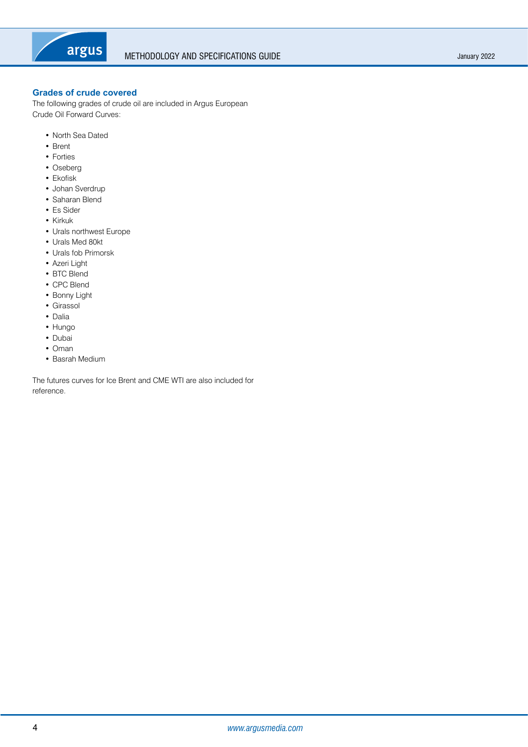## Grades of crude covered

The following grades of crude oil are included in Argus European Crude Oil Forward Curves:

- North Sea Dated
- Brent
- Forties
- Oseberg
- Ekofisk
- Johan Sverdrup
- Saharan Blend
- Es Sider
- Kirkuk
- Urals northwest Europe
- Urals Med 80kt
- Urals fob Primorsk
- Azeri Light
- BTC Blend
- CPC Blend
- Bonny Light
- Girassol
- Dalia
- Hungo
- Dubai
- Oman
- Basrah Medium

The futures curves for Ice Brent and CME WTI are also included for reference.